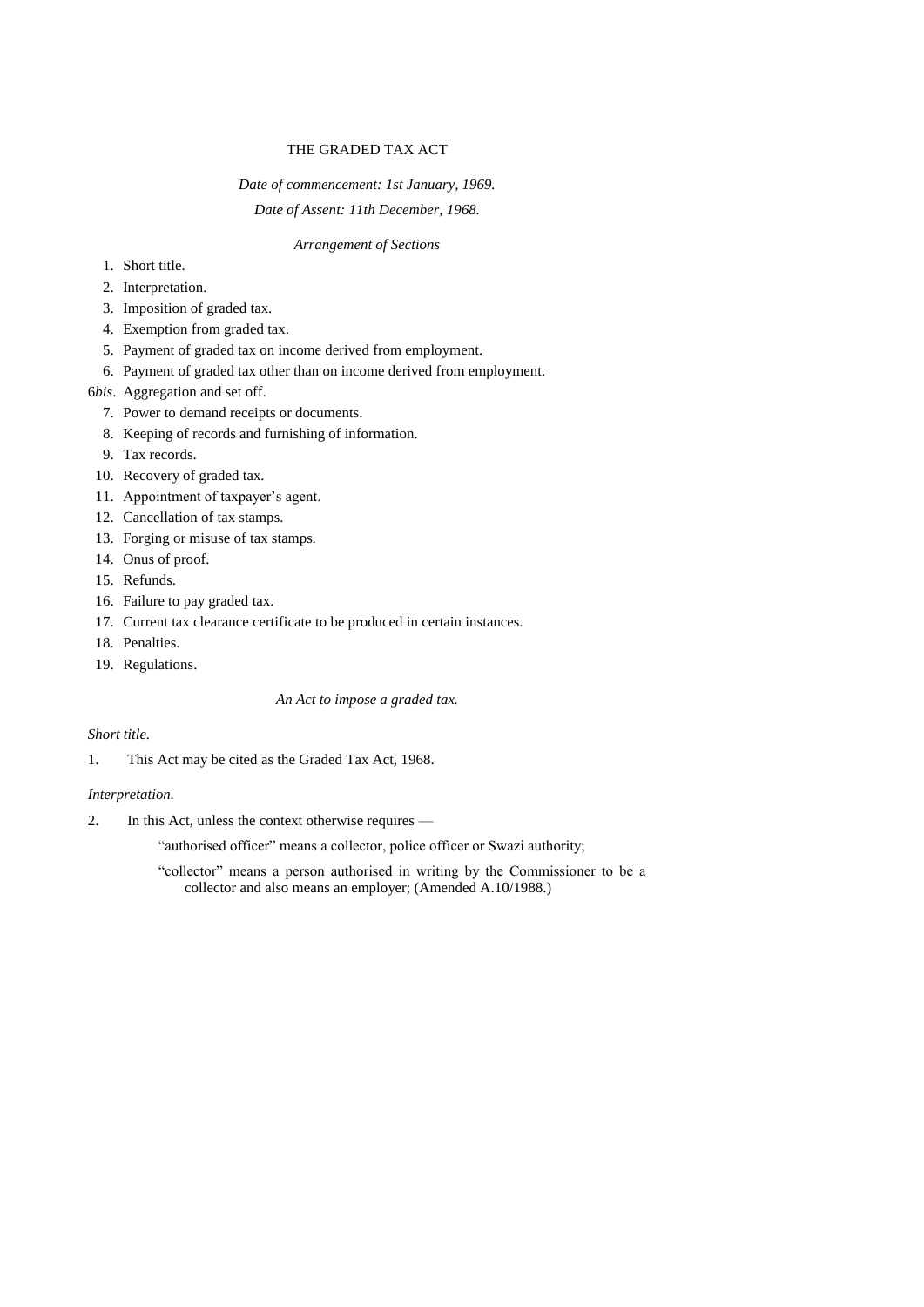# THE GRADED TAX ACT

*Date of commencement: 1st January, 1969.*

*Date of Assent: 11th December, 1968.*

*Arrangement of Sections*

1. Short title.
2. Interpretation.
3. Imposition of graded tax.
4. Exemption from graded tax.
5. Payment of graded tax on income derived from employment.
6. Payment of graded tax other than on income derived from employment.

6*bis*. Aggregation and set off.

7. Power to demand receipts or documents.
8. Keeping of records and furnishing of information.
9. Tax records.
10. Recovery of graded tax.
11. Appointment of taxpayer's agent.
12. Cancellation of tax stamps.
13. Forging or misuse of tax stamps.
14. Onus of proof.
15. Refunds.
16. Failure to pay graded tax.
17. Current tax clearance certificate to be produced in certain instances.
18. Penalties.
19. Regulations.

*An Act to impose a graded tax.*

*Short title.*

1. This Act may be cited as the Graded Tax Act, 1968.

*Interpretation.*

2. In this Act, unless the context otherwise requires —

   "authorised officer" means a collector, police officer or Swazi authority;

   "collector" means a person authorised in writing by the Commissioner to be a collector and also means an employer; (Amended A.10/1988.)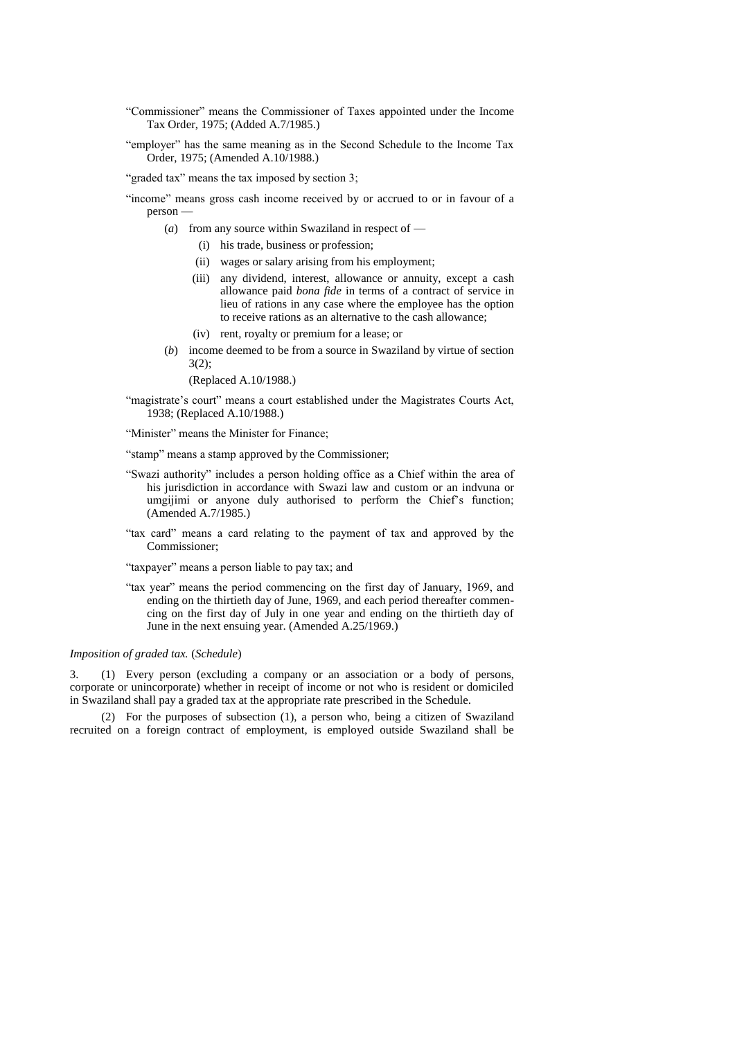"Commissioner" means the Commissioner of Taxes appointed under the Income Tax Order, 1975; (Added A.7/1985.)

"employer" has the same meaning as in the Second Schedule to the Income Tax Order, 1975; (Amended A.10/1988.)

"graded tax" means the tax imposed by section 3;

"income" means gross cash income received by or accrued to or in favour of a person —

(*a*) from any source within Swaziland in respect of —

(i) his trade, business or profession;

(ii) wages or salary arising from his employment;

(iii) any dividend, interest, allowance or annuity, except a cash allowance paid *bona fide* in terms of a contract of service in lieu of rations in any case where the employee has the option to receive rations as an alternative to the cash allowance;

(iv) rent, royalty or premium for a lease; or

(*b*) income deemed to be from a source in Swaziland by virtue of section 3(2);

(Replaced A.10/1988.)

"magistrate's court" means a court established under the Magistrates Courts Act, 1938; (Replaced A.10/1988.)

"Minister" means the Minister for Finance;

"stamp" means a stamp approved by the Commissioner;

"Swazi authority" includes a person holding office as a Chief within the area of his jurisdiction in accordance with Swazi law and custom or an indvuna or umgijimi or anyone duly authorised to perform the Chief's function; (Amended A.7/1985.)

"tax card" means a card relating to the payment of tax and approved by the Commissioner;

"taxpayer" means a person liable to pay tax; and

"tax year" means the period commencing on the first day of January, 1969, and ending on the thirtieth day of June, 1969, and each period thereafter commencing on the first day of July in one year and ending on the thirtieth day of June in the next ensuing year. (Amended A.25/1969.)

*Imposition of graded tax.* (*Schedule*)

3. (1) Every person (excluding a company or an association or a body of persons, corporate or unincorporate) whether in receipt of income or not who is resident or domiciled in Swaziland shall pay a graded tax at the appropriate rate prescribed in the Schedule.

(2) For the purposes of subsection (1), a person who, being a citizen of Swaziland recruited on a foreign contract of employment, is employed outside Swaziland shall be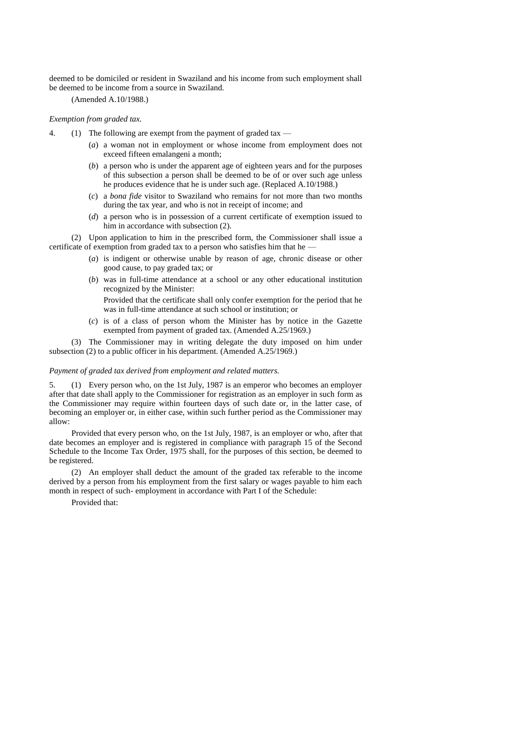deemed to be domiciled or resident in Swaziland and his income from such employment shall be deemed to be income from a source in Swaziland.

(Amended A.10/1988.)

*Exemption from graded tax.*

4. (1) The following are exempt from the payment of graded tax —

(*a*) a woman not in employment or whose income from employment does not exceed fifteen emalangeni a month;

(*b*) a person who is under the apparent age of eighteen years and for the purposes of this subsection a person shall be deemed to be of or over such age unless he produces evidence that he is under such age. (Replaced A.10/1988.)

(*c*) a *bona fide* visitor to Swaziland who remains for not more than two months during the tax year, and who is not in receipt of income; and

(*d*) a person who is in possession of a current certificate of exemption issued to him in accordance with subsection (2).

(2) Upon application to him in the prescribed form, the Commissioner shall issue a certificate of exemption from graded tax to a person who satisfies him that he —

(*a*) is indigent or otherwise unable by reason of age, chronic disease or other good cause, to pay graded tax; or

(*b*) was in full-time attendance at a school or any other educational institution recognized by the Minister:

Provided that the certificate shall only confer exemption for the period that he was in full-time attendance at such school or institution; or

(*c*) is of a class of person whom the Minister has by notice in the Gazette exempted from payment of graded tax. (Amended A.25/1969.)

(3) The Commissioner may in writing delegate the duty imposed on him under subsection (2) to a public officer in his department. (Amended A.25/1969.)

*Payment of graded tax derived from employment and related matters.*

5. (1) Every person who, on the 1st July, 1987 is an emperor who becomes an employer after that date shall apply to the Commissioner for registration as an employer in such form as the Commissioner may require within fourteen days of such date or, in the latter case, of becoming an employer or, in either case, within such further period as the Commissioner may allow:

Provided that every person who, on the 1st July, 1987, is an employer or who, after that date becomes an employer and is registered in compliance with paragraph 15 of the Second Schedule to the Income Tax Order, 1975 shall, for the purposes of this section, be deemed to be registered.

(2) An employer shall deduct the amount of the graded tax referable to the income derived by a person from his employment from the first salary or wages payable to him each month in respect of such- employment in accordance with Part I of the Schedule:

Provided that: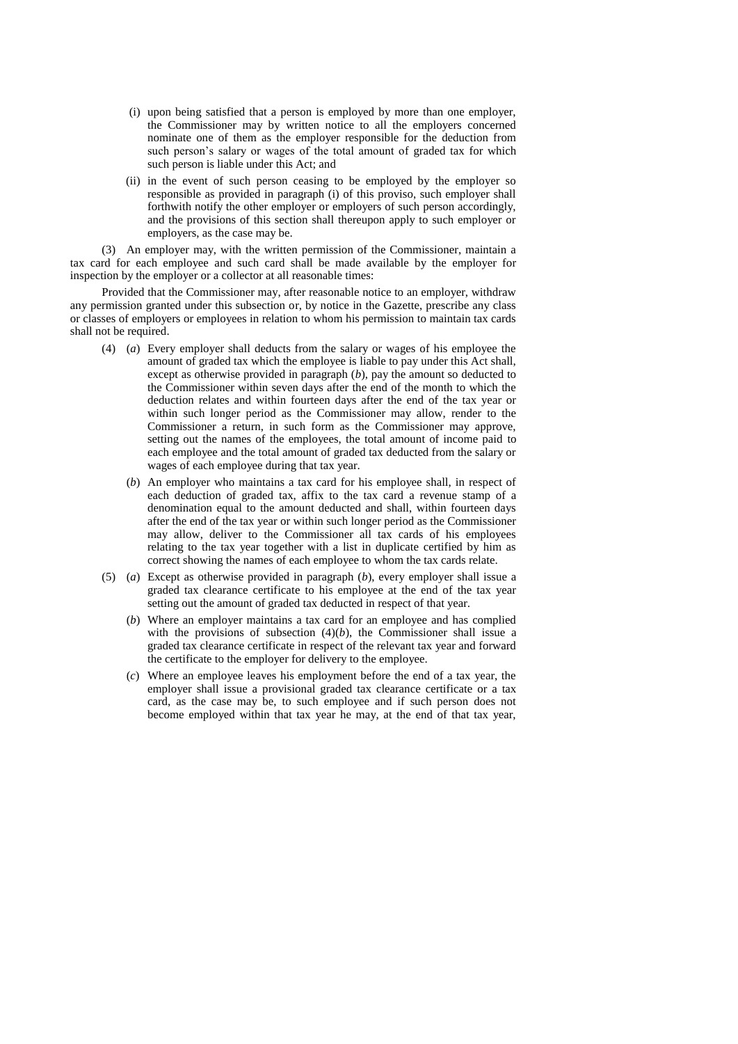(i) upon being satisfied that a person is employed by more than one employer, the Commissioner may by written notice to all the employers concerned nominate one of them as the employer responsible for the deduction from such person's salary or wages of the total amount of graded tax for which such person is liable under this Act; and

(ii) in the event of such person ceasing to be employed by the employer so responsible as provided in paragraph (i) of this proviso, such employer shall forthwith notify the other employer or employers of such person accordingly, and the provisions of this section shall thereupon apply to such employer or employers, as the case may be.

(3) An employer may, with the written permission of the Commissioner, maintain a tax card for each employee and such card shall be made available by the employer for inspection by the employer or a collector at all reasonable times:

Provided that the Commissioner may, after reasonable notice to an employer, withdraw any permission granted under this subsection or, by notice in the Gazette, prescribe any class or classes of employers or employees in relation to whom his permission to maintain tax cards shall not be required.

(4) (*a*) Every employer shall deducts from the salary or wages of his employee the amount of graded tax which the employee is liable to pay under this Act shall, except as otherwise provided in paragraph (*b*), pay the amount so deducted to the Commissioner within seven days after the end of the month to which the deduction relates and within fourteen days after the end of the tax year or within such longer period as the Commissioner may allow, render to the Commissioner a return, in such form as the Commissioner may approve, setting out the names of the employees, the total amount of income paid to each employee and the total amount of graded tax deducted from the salary or wages of each employee during that tax year.

(*b*) An employer who maintains a tax card for his employee shall, in respect of each deduction of graded tax, affix to the tax card a revenue stamp of a denomination equal to the amount deducted and shall, within fourteen days after the end of the tax year or within such longer period as the Commissioner may allow, deliver to the Commissioner all tax cards of his employees relating to the tax year together with a list in duplicate certified by him as correct showing the names of each employee to whom the tax cards relate.

(5) (*a*) Except as otherwise provided in paragraph (*b*), every employer shall issue a graded tax clearance certificate to his employee at the end of the tax year setting out the amount of graded tax deducted in respect of that year.

(*b*) Where an employer maintains a tax card for an employee and has complied with the provisions of subsection (4)(*b*), the Commissioner shall issue a graded tax clearance certificate in respect of the relevant tax year and forward the certificate to the employer for delivery to the employee.

(*c*) Where an employee leaves his employment before the end of a tax year, the employer shall issue a provisional graded tax clearance certificate or a tax card, as the case may be, to such employee and if such person does not become employed within that tax year he may, at the end of that tax year,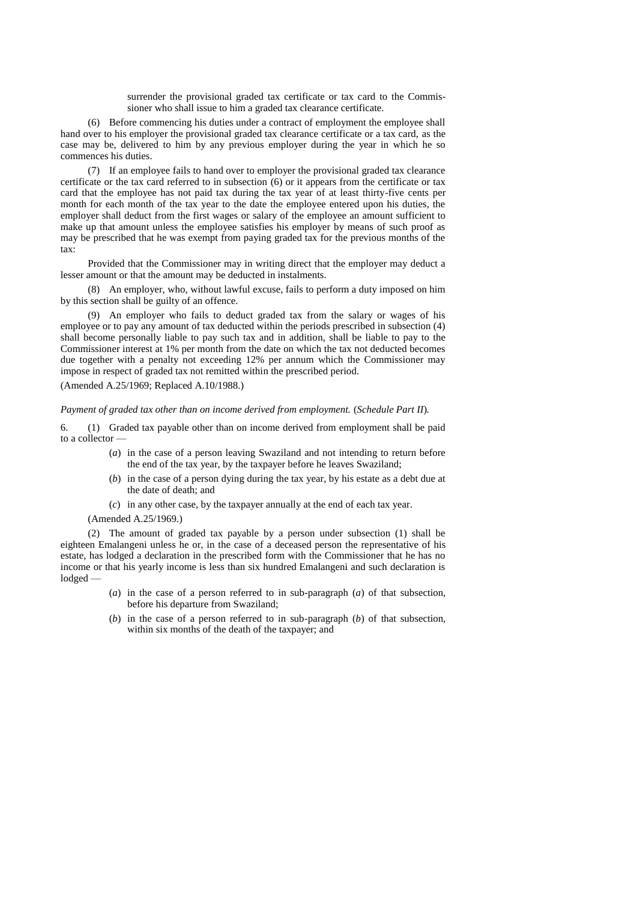surrender the provisional graded tax certificate or tax card to the Commissioner who shall issue to him a graded tax clearance certificate.

(6) Before commencing his duties under a contract of employment the employee shall hand over to his employer the provisional graded tax clearance certificate or a tax card, as the case may be, delivered to him by any previous employer during the year in which he so commences his duties.

(7) If an employee fails to hand over to employer the provisional graded tax clearance certificate or the tax card referred to in subsection (6) or it appears from the certificate or tax card that the employee has not paid tax during the tax year of at least thirty-five cents per month for each month of the tax year to the date the employee entered upon his duties, the employer shall deduct from the first wages or salary of the employee an amount sufficient to make up that amount unless the employee satisfies his employer by means of such proof as may be prescribed that he was exempt from paying graded tax for the previous months of the tax:

Provided that the Commissioner may in writing direct that the employer may deduct a lesser amount or that the amount may be deducted in instalments.

(8) An employer, who, without lawful excuse, fails to perform a duty imposed on him by this section shall be guilty of an offence.

(9) An employer who fails to deduct graded tax from the salary or wages of his employee or to pay any amount of tax deducted within the periods prescribed in subsection (4) shall become personally liable to pay such tax and in addition, shall be liable to pay to the Commissioner interest at 1% per month from the date on which the tax not deducted becomes due together with a penalty not exceeding 12% per annum which the Commissioner may impose in respect of graded tax not remitted within the prescribed period.

(Amended A.25/1969; Replaced A.10/1988.)

*Payment of graded tax other than on income derived from employment.* (*Schedule Part II*).

6. (1) Graded tax payable other than on income derived from employment shall be paid to a collector —

- (*a*) in the case of a person leaving Swaziland and not intending to return before the end of the tax year, by the taxpayer before he leaves Swaziland;
- (*b*) in the case of a person dying during the tax year, by his estate as a debt due at the date of death; and
- (*c*) in any other case, by the taxpayer annually at the end of each tax year.

(Amended A.25/1969.)

(2) The amount of graded tax payable by a person under subsection (1) shall be eighteen Emalangeni unless he or, in the case of a deceased person the representative of his estate, has lodged a declaration in the prescribed form with the Commissioner that he has no income or that his yearly income is less than six hundred Emalangeni and such declaration is lodged —

- (*a*) in the case of a person referred to in sub-paragraph (*a*) of that subsection, before his departure from Swaziland;
- (*b*) in the case of a person referred to in sub-paragraph (*b*) of that subsection, within six months of the death of the taxpayer; and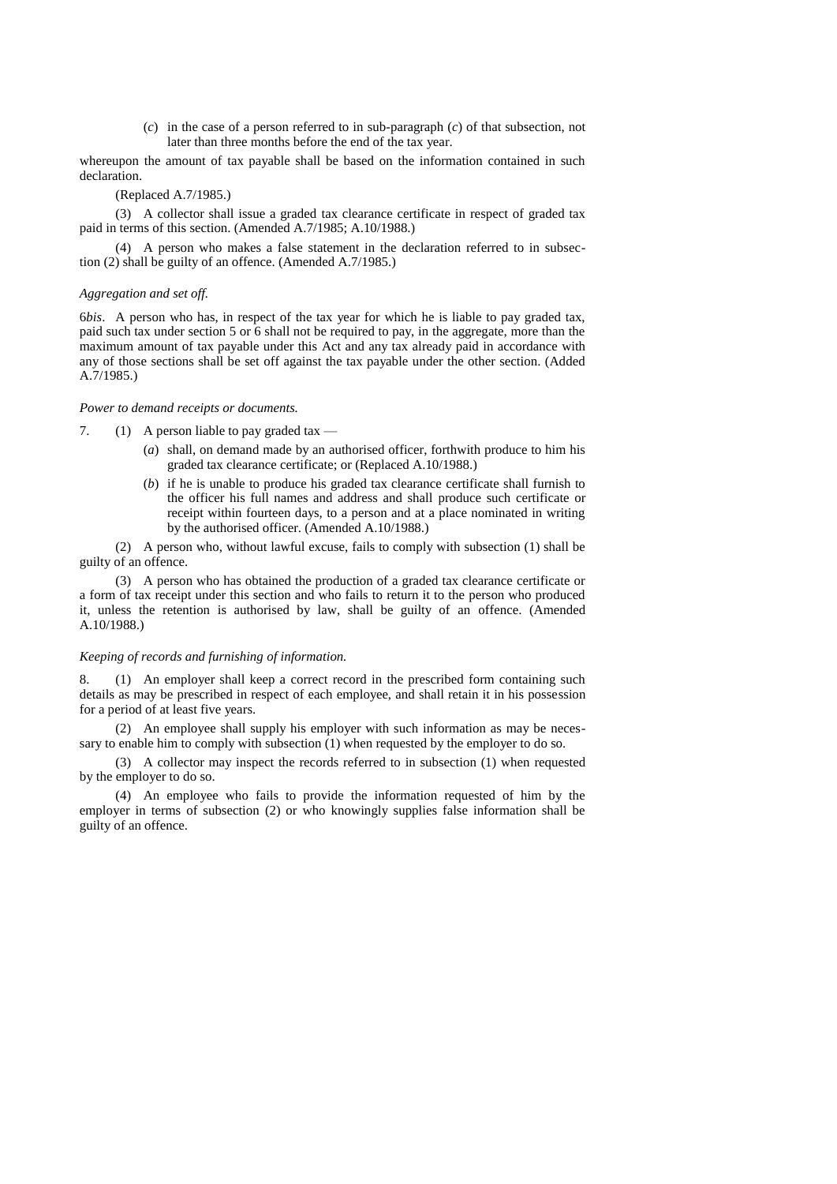(*c*) in the case of a person referred to in sub-paragraph (*c*) of that subsection, not later than three months before the end of the tax year.

whereupon the amount of tax payable shall be based on the information contained in such declaration.

(Replaced A.7/1985.)

(3) A collector shall issue a graded tax clearance certificate in respect of graded tax paid in terms of this section. (Amended A.7/1985; A.10/1988.)

(4) A person who makes a false statement in the declaration referred to in subsection (2) shall be guilty of an offence. (Amended A.7/1985.)

*Aggregation and set off.*

6*bis*. A person who has, in respect of the tax year for which he is liable to pay graded tax, paid such tax under section 5 or 6 shall not be required to pay, in the aggregate, more than the maximum amount of tax payable under this Act and any tax already paid in accordance with any of those sections shall be set off against the tax payable under the other section. (Added A.7/1985.)

*Power to demand receipts or documents.*

7. (1) A person liable to pay graded tax —

(*a*) shall, on demand made by an authorised officer, forthwith produce to him his graded tax clearance certificate; or (Replaced A.10/1988.)

(*b*) if he is unable to produce his graded tax clearance certificate shall furnish to the officer his full names and address and shall produce such certificate or receipt within fourteen days, to a person and at a place nominated in writing by the authorised officer. (Amended A.10/1988.)

(2) A person who, without lawful excuse, fails to comply with subsection (1) shall be guilty of an offence.

(3) A person who has obtained the production of a graded tax clearance certificate or a form of tax receipt under this section and who fails to return it to the person who produced it, unless the retention is authorised by law, shall be guilty of an offence. (Amended A.10/1988.)

*Keeping of records and furnishing of information.*

8. (1) An employer shall keep a correct record in the prescribed form containing such details as may be prescribed in respect of each employee, and shall retain it in his possession for a period of at least five years.

(2) An employee shall supply his employer with such information as may be necessary to enable him to comply with subsection (1) when requested by the employer to do so.

(3) A collector may inspect the records referred to in subsection (1) when requested by the employer to do so.

(4) An employee who fails to provide the information requested of him by the employer in terms of subsection (2) or who knowingly supplies false information shall be guilty of an offence.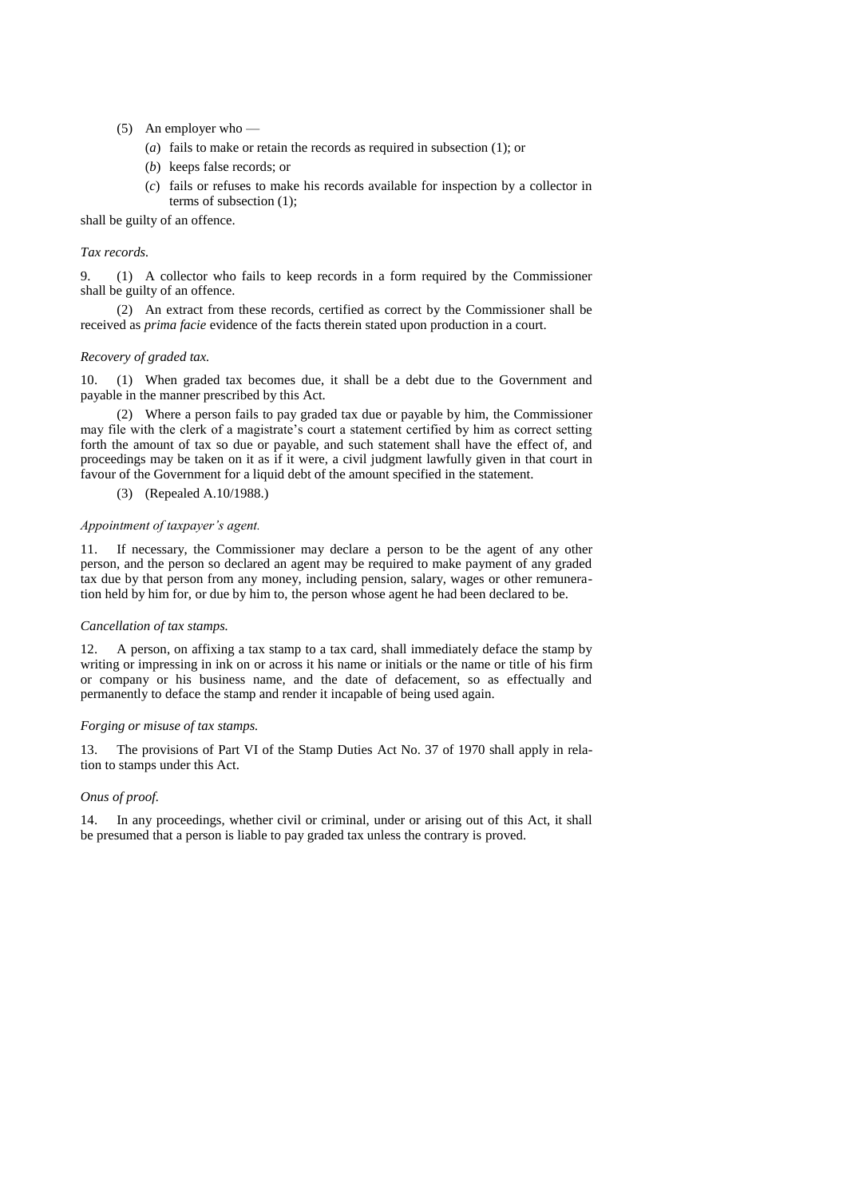(5) An employer who —

(*a*) fails to make or retain the records as required in subsection (1); or

(*b*) keeps false records; or

(*c*) fails or refuses to make his records available for inspection by a collector in terms of subsection (1);

shall be guilty of an offence.

*Tax records.*

9. (1) A collector who fails to keep records in a form required by the Commissioner shall be guilty of an offence.

(2) An extract from these records, certified as correct by the Commissioner shall be received as *prima facie* evidence of the facts therein stated upon production in a court.

*Recovery of graded tax.*

10. (1) When graded tax becomes due, it shall be a debt due to the Government and payable in the manner prescribed by this Act.

(2) Where a person fails to pay graded tax due or payable by him, the Commissioner may file with the clerk of a magistrate's court a statement certified by him as correct setting forth the amount of tax so due or payable, and such statement shall have the effect of, and proceedings may be taken on it as if it were, a civil judgment lawfully given in that court in favour of the Government for a liquid debt of the amount specified in the statement.

(3) (Repealed A.10/1988.)

*Appointment of taxpayer's agent.*

11. If necessary, the Commissioner may declare a person to be the agent of any other person, and the person so declared an agent may be required to make payment of any graded tax due by that person from any money, including pension, salary, wages or other remuneration held by him for, or due by him to, the person whose agent he had been declared to be.

*Cancellation of tax stamps.*

12. A person, on affixing a tax stamp to a tax card, shall immediately deface the stamp by writing or impressing in ink on or across it his name or initials or the name or title of his firm or company or his business name, and the date of defacement, so as effectually and permanently to deface the stamp and render it incapable of being used again.

*Forging or misuse of tax stamps.*

13. The provisions of Part VI of the Stamp Duties Act No. 37 of 1970 shall apply in relation to stamps under this Act.

*Onus of proof.*

14. In any proceedings, whether civil or criminal, under or arising out of this Act, it shall be presumed that a person is liable to pay graded tax unless the contrary is proved.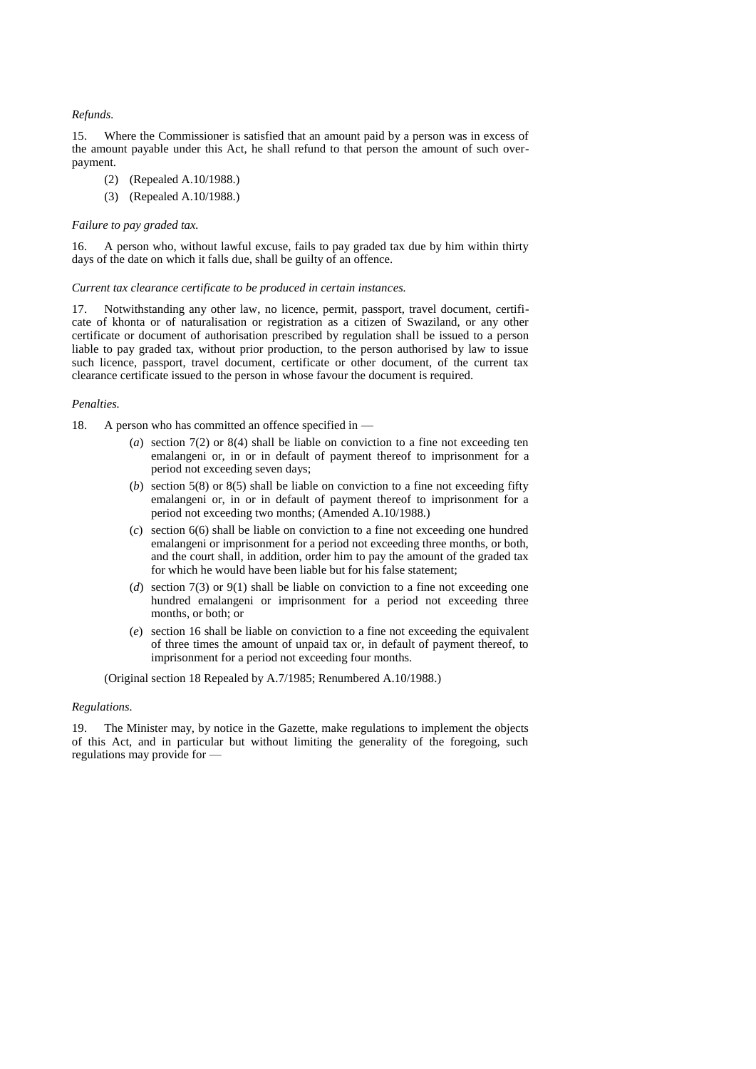*Refunds.*

15. Where the Commissioner is satisfied that an amount paid by a person was in excess of the amount payable under this Act, he shall refund to that person the amount of such over-payment.

(2) (Repealed A.10/1988.)

(3) (Repealed A.10/1988.)

*Failure to pay graded tax.*

16. A person who, without lawful excuse, fails to pay graded tax due by him within thirty days of the date on which it falls due, shall be guilty of an offence.

*Current tax clearance certificate to be produced in certain instances.*

17. Notwithstanding any other law, no licence, permit, passport, travel document, certificate of khonta or of naturalisation or registration as a citizen of Swaziland, or any other certificate or document of authorisation prescribed by regulation shall be issued to a person liable to pay graded tax, without prior production, to the person authorised by law to issue such licence, passport, travel document, certificate or other document, of the current tax clearance certificate issued to the person in whose favour the document is required.

*Penalties.*

18. A person who has committed an offence specified in —

(*a*) section 7(2) or 8(4) shall be liable on conviction to a fine not exceeding ten emalangeni or, in or in default of payment thereof to imprisonment for a period not exceeding seven days;

(*b*) section 5(8) or 8(5) shall be liable on conviction to a fine not exceeding fifty emalangeni or, in or in default of payment thereof to imprisonment for a period not exceeding two months; (Amended A.10/1988.)

(*c*) section 6(6) shall be liable on conviction to a fine not exceeding one hundred emalangeni or imprisonment for a period not exceeding three months, or both, and the court shall, in addition, order him to pay the amount of the graded tax for which he would have been liable but for his false statement;

(*d*) section 7(3) or 9(1) shall be liable on conviction to a fine not exceeding one hundred emalangeni or imprisonment for a period not exceeding three months, or both; or

(*e*) section 16 shall be liable on conviction to a fine not exceeding the equivalent of three times the amount of unpaid tax or, in default of payment thereof, to imprisonment for a period not exceeding four months.

(Original section 18 Repealed by A.7/1985; Renumbered A.10/1988.)

*Regulations.*

19. The Minister may, by notice in the Gazette, make regulations to implement the objects of this Act, and in particular but without limiting the generality of the foregoing, such regulations may provide for —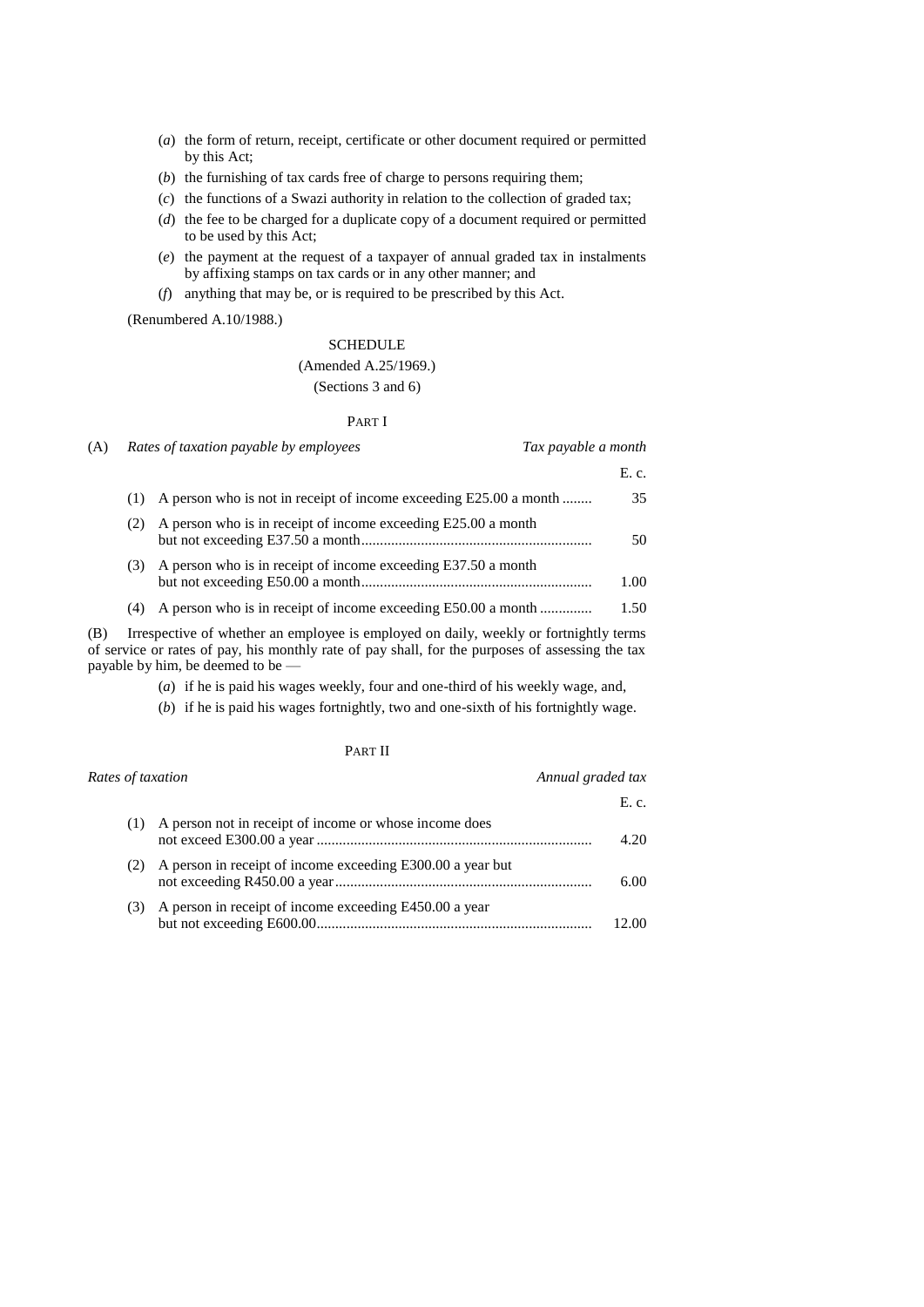(*a*) the form of return, receipt, certificate or other document required or permitted by this Act;

(*b*) the furnishing of tax cards free of charge to persons requiring them;

(*c*) the functions of a Swazi authority in relation to the collection of graded tax;

(*d*) the fee to be charged for a duplicate copy of a document required or permitted to be used by this Act;

(*e*) the payment at the request of a taxpayer of annual graded tax in instalments by affixing stamps on tax cards or in any other manner; and

(*f*) anything that may be, or is required to be prescribed by this Act.

(Renumbered A.10/1988.)

## SCHEDULE

(Amended A.25/1969.)

(Sections 3 and 6)

### PART I

(A) *Rates of taxation payable by employees*

| | | *Tax payable a month* |
|---|---|---|
| | | E. c. |
| (1) | A person who is not in receipt of income exceeding E25.00 a month | 35 |
| (2) | A person who is in receipt of income exceeding E25.00 a month but not exceeding E37.50 a month | 50 |
| (3) | A person who is in receipt of income exceeding E37.50 a month but not exceeding E50.00 a month | 1.00 |
| (4) | A person who is in receipt of income exceeding E50.00 a month | 1.50 |

(B) Irrespective of whether an employee is employed on daily, weekly or fortnightly terms of service or rates of pay, his monthly rate of pay shall, for the purposes of assessing the tax payable by him, be deemed to be —

(*a*) if he is paid his wages weekly, four and one-third of his weekly wage, and,

(*b*) if he is paid his wages fortnightly, two and one-sixth of his fortnightly wage.

### PART II

*Rates of taxation*

| | | *Annual graded tax* |
|---|---|---|
| | | E. c. |
| (1) | A person not in receipt of income or whose income does not exceed E300.00 a year | 4.20 |
| (2) | A person in receipt of income exceeding E300.00 a year but not exceeding R450.00 a year | 6.00 |
| (3) | A person in receipt of income exceeding E450.00 a year but not exceeding E600.00 | 12.00 |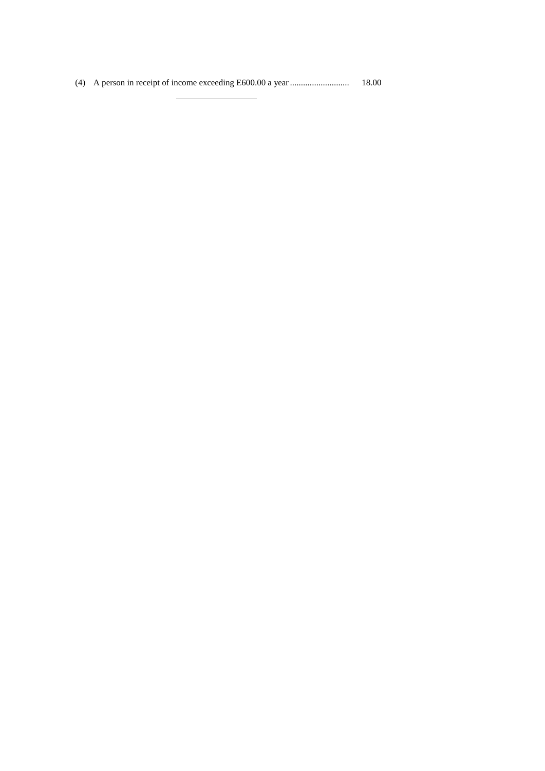(4) A person in receipt of income exceeding E600.00 a year ........................... 18.00

---